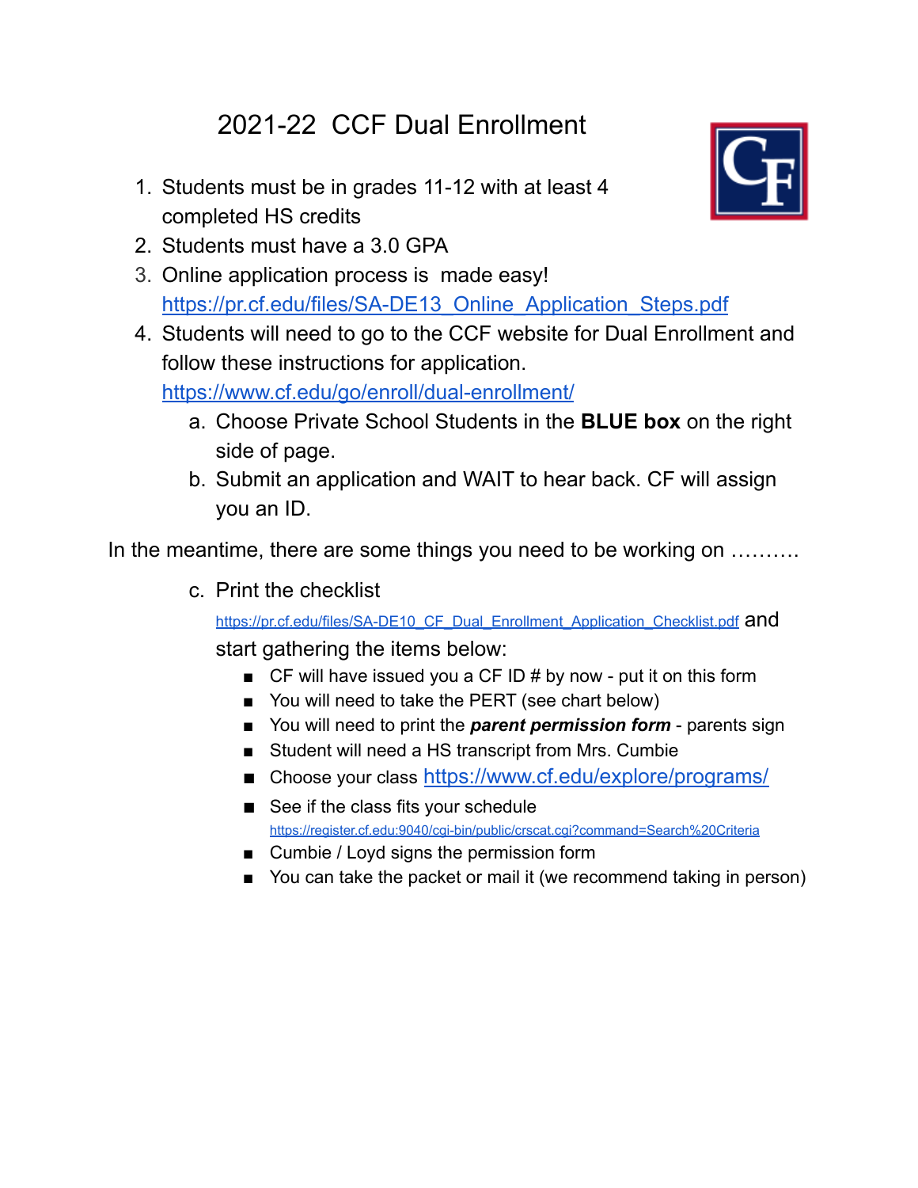# 2021-22 CCF Dual Enrollment

1. Students must be in grades 11-12 with at least 4 completed HS credits
2. Students must have a 3.0 GPA
3. Online application process is made easy! https://pr.cf.edu/files/SA-DE13_Online_Application_Steps.pdf
4. Students will need to go to the CCF website for Dual Enrollment and follow these instructions for application. https://www.cf.edu/go/enroll/dual-enrollment/
    a. Choose Private School Students in the **BLUE box** on the right side of page.
    b. Submit an application and WAIT to hear back. CF will assign you an ID.

In the meantime, there are some things you need to be working on ……….

c. Print the checklist https://pr.cf.edu/files/SA-DE10_CF_Dual_Enrollment_Application_Checklist.pdf and start gathering the items below:
    - CF will have issued you a CF ID # by now - put it on this form
    - You will need to take the PERT (see chart below)
    - You will need to print the ***parent permission form*** - parents sign
    - Student will need a HS transcript from Mrs. Cumbie
    - Choose your class https://www.cf.edu/explore/programs/
    - See if the class fits your schedule https://register.cf.edu:9040/cgi-bin/public/crscat.cgi?command=Search%20Criteria
    - Cumbie / Loyd signs the permission form
    - You can take the packet or mail it (we recommend taking in person)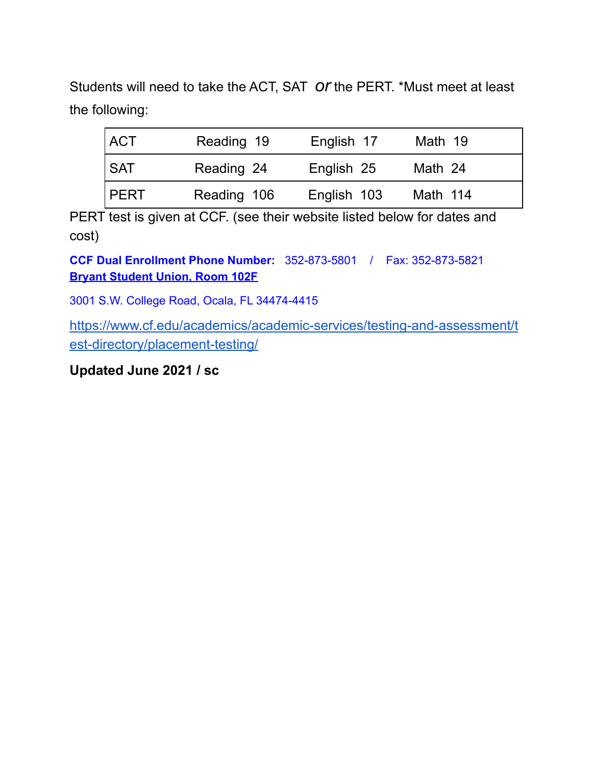Students will need to take the ACT, SAT *or* the PERT. *Must meet at least the following:

| | | | |
|---|---|---|---|
| ACT | Reading 19 | English 17 | Math 19 |
| SAT | Reading 24 | English 25 | Math 24 |
| PERT | Reading 106 | English 103 | Math 114 |

PERT test is given at CCF. (see their website listed below for dates and cost)

**CCF Dual Enrollment Phone Number:** 352-873-5801 / Fax: 352-873-5821
**Bryant Student Union, Room 102F**

3001 S.W. College Road, Ocala, FL 34474-4415

https://www.cf.edu/academics/academic-services/testing-and-assessment/test-directory/placement-testing/

**Updated June 2021 / sc**